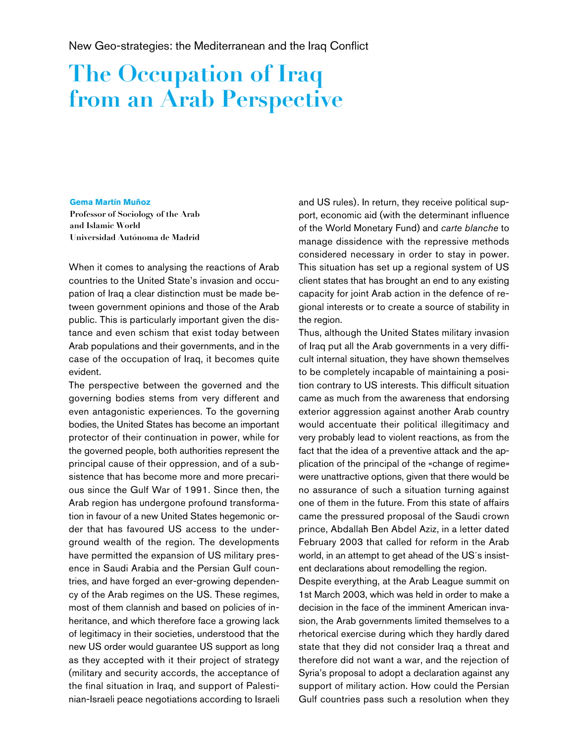New Geo-strategies: the Mediterranean and the Iraq Conflict

# The Occupation of Iraq from an Arab Perspective

**Gema Martín Muñoz**
**Professor of Sociology of the Arab and Islamic World**
**Universidad Autónoma de Madrid**

When it comes to analysing the reactions of Arab countries to the United State's invasion and occupation of Iraq a clear distinction must be made between government opinions and those of the Arab public. This is particularly important given the distance and even schism that exist today between Arab populations and their governments, and in the case of the occupation of Iraq, it becomes quite evident.

The perspective between the governed and the governing bodies stems from very different and even antagonistic experiences. To the governing bodies, the United States has become an important protector of their continuation in power, while for the governed people, both authorities represent the principal cause of their oppression, and of a subsistence that has become more and more precarious since the Gulf War of 1991. Since then, the Arab region has undergone profound transformation in favour of a new United States hegemonic order that has favoured US access to the underground wealth of the region. The developments have permitted the expansion of US military presence in Saudi Arabia and the Persian Gulf countries, and have forged an ever-growing dependency of the Arab regimes on the US. These regimes, most of them clannish and based on policies of inheritance, and which therefore face a growing lack of legitimacy in their societies, understood that the new US order would guarantee US support as long as they accepted with it their project of strategy (military and security accords, the acceptance of the final situation in Iraq, and support of Palestinian-Israeli peace negotiations according to Israeli and US rules). In return, they receive political support, economic aid (with the determinant influence of the World Monetary Fund) and *carte blanche* to manage dissidence with the repressive methods considered necessary in order to stay in power. This situation has set up a regional system of US client states that has brought an end to any existing capacity for joint Arab action in the defence of regional interests or to create a source of stability in the region.

Thus, although the United States military invasion of Iraq put all the Arab governments in a very difficult internal situation, they have shown themselves to be completely incapable of maintaining a position contrary to US interests. This difficult situation came as much from the awareness that endorsing exterior aggression against another Arab country would accentuate their political illegitimacy and very probably lead to violent reactions, as from the fact that the idea of a preventive attack and the application of the principal of the «change of regime» were unattractive options, given that there would be no assurance of such a situation turning against one of them in the future. From this state of affairs came the pressured proposal of the Saudi crown prince, Abdallah Ben Abdel Aziz, in a letter dated February 2003 that called for reform in the Arab world, in an attempt to get ahead of the US´s insistent declarations about remodelling the region.

Despite everything, at the Arab League summit on 1st March 2003, which was held in order to make a decision in the face of the imminent American invasion, the Arab governments limited themselves to a rhetorical exercise during which they hardly dared state that they did not consider Iraq a threat and therefore did not want a war, and the rejection of Syria's proposal to adopt a declaration against any support of military action. How could the Persian Gulf countries pass such a resolution when they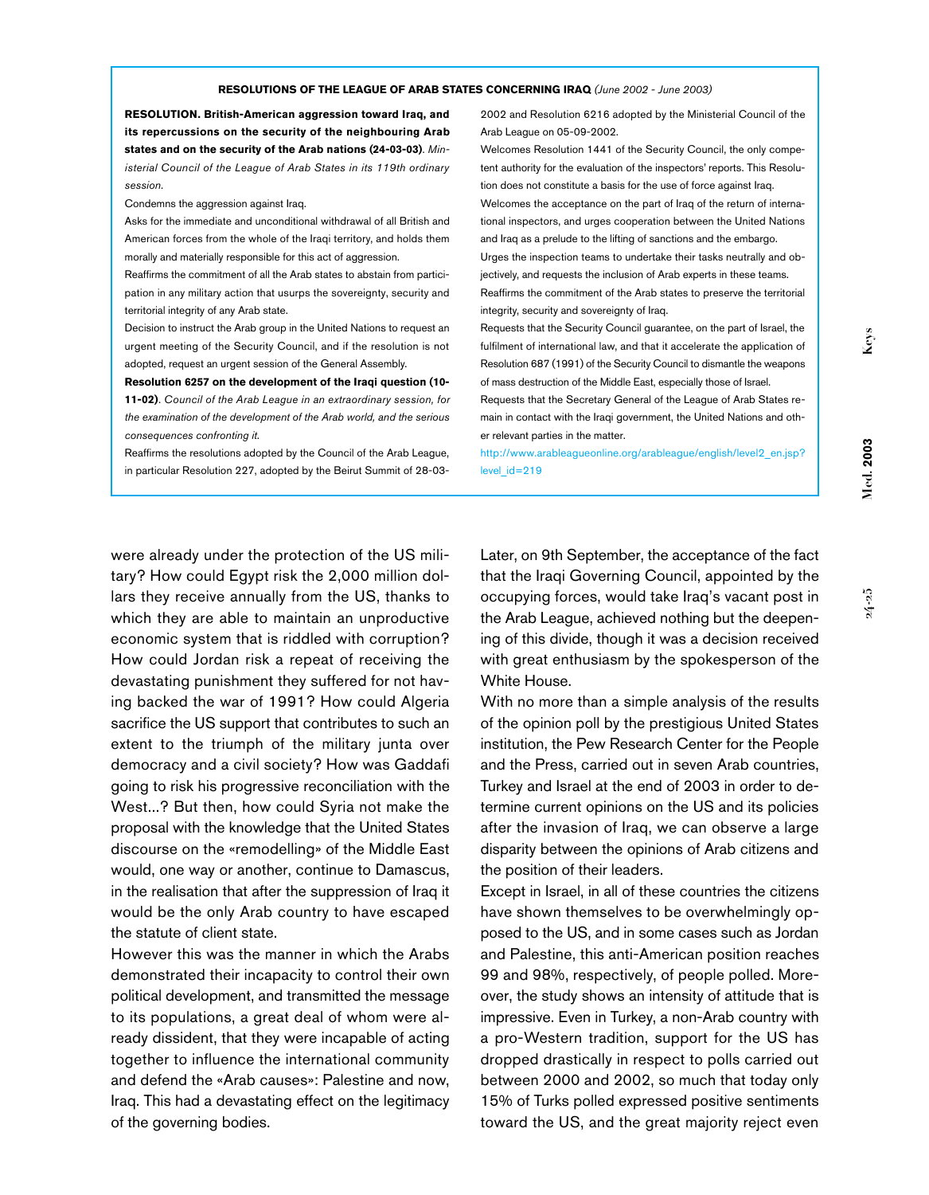**RESOLUTIONS OF THE LEAGUE OF ARAB STATES CONCERNING IRAQ** *(June 2002 - June 2003)*

**RESOLUTION. British-American aggression toward Iraq, and its repercussions on the security of the neighbouring Arab states and on the security of the Arab nations (24-03-03)**. *Ministerial Council of the League of Arab States in its 119th ordinary session.*

Condemns the aggression against Iraq.

Asks for the immediate and unconditional withdrawal of all British and American forces from the whole of the Iraqi territory, and holds them morally and materially responsible for this act of aggression.

Reaffirms the commitment of all the Arab states to abstain from participation in any military action that usurps the sovereignty, security and territorial integrity of any Arab state.

Decision to instruct the Arab group in the United Nations to request an urgent meeting of the Security Council, and if the resolution is not adopted, request an urgent session of the General Assembly.

**Resolution 6257 on the development of the Iraqi question (10-11-02)**. *Council of the Arab League in an extraordinary session, for the examination of the development of the Arab world, and the serious consequences confronting it.*

Reaffirms the resolutions adopted by the Council of the Arab League, in particular Resolution 227, adopted by the Beirut Summit of 28-03-2002 and Resolution 6216 adopted by the Ministerial Council of the Arab League on 05-09-2002.

Welcomes Resolution 1441 of the Security Council, the only competent authority for the evaluation of the inspectors' reports. This Resolution does not constitute a basis for the use of force against Iraq.

Welcomes the acceptance on the part of Iraq of the return of international inspectors, and urges cooperation between the United Nations and Iraq as a prelude to the lifting of sanctions and the embargo.

Urges the inspection teams to undertake their tasks neutrally and objectively, and requests the inclusion of Arab experts in these teams.

Reaffirms the commitment of the Arab states to preserve the territorial integrity, security and sovereignty of Iraq.

Requests that the Security Council guarantee, on the part of Israel, the fulfilment of international law, and that it accelerate the application of Resolution 687 (1991) of the Security Council to dismantle the weapons of mass destruction of the Middle East, especially those of Israel.

Requests that the Secretary General of the League of Arab States remain in contact with the Iraqi government, the United Nations and other relevant parties in the matter.

http://www.arableagueonline.org/arableague/english/level2_en.jsp?level_id=219

were already under the protection of the US military? How could Egypt risk the 2,000 million dollars they receive annually from the US, thanks to which they are able to maintain an unproductive economic system that is riddled with corruption? How could Jordan risk a repeat of receiving the devastating punishment they suffered for not having backed the war of 1991? How could Algeria sacrifice the US support that contributes to such an extent to the triumph of the military junta over democracy and a civil society? How was Gaddafi going to risk his progressive reconciliation with the West...? But then, how could Syria not make the proposal with the knowledge that the United States discourse on the «remodelling» of the Middle East would, one way or another, continue to Damascus, in the realisation that after the suppression of Iraq it would be the only Arab country to have escaped the statute of client state.

However this was the manner in which the Arabs demonstrated their incapacity to control their own political development, and transmitted the message to its populations, a great deal of whom were already dissident, that they were incapable of acting together to influence the international community and defend the «Arab causes»: Palestine and now, Iraq. This had a devastating effect on the legitimacy of the governing bodies.

Later, on 9th September, the acceptance of the fact that the Iraqi Governing Council, appointed by the occupying forces, would take Iraq's vacant post in the Arab League, achieved nothing but the deepening of this divide, though it was a decision received with great enthusiasm by the spokesperson of the White House.

With no more than a simple analysis of the results of the opinion poll by the prestigious United States institution, the Pew Research Center for the People and the Press, carried out in seven Arab countries, Turkey and Israel at the end of 2003 in order to determine current opinions on the US and its policies after the invasion of Iraq, we can observe a large disparity between the opinions of Arab citizens and the position of their leaders.

Except in Israel, in all of these countries the citizens have shown themselves to be overwhelmingly opposed to the US, and in some cases such as Jordan and Palestine, this anti-American position reaches 99 and 98%, respectively, of people polled. Moreover, the study shows an intensity of attitude that is impressive. Even in Turkey, a non-Arab country with a pro-Western tradition, support for the US has dropped drastically in respect to polls carried out between 2000 and 2002, so much that today only 15% of Turks polled expressed positive sentiments toward the US, and the great majority reject even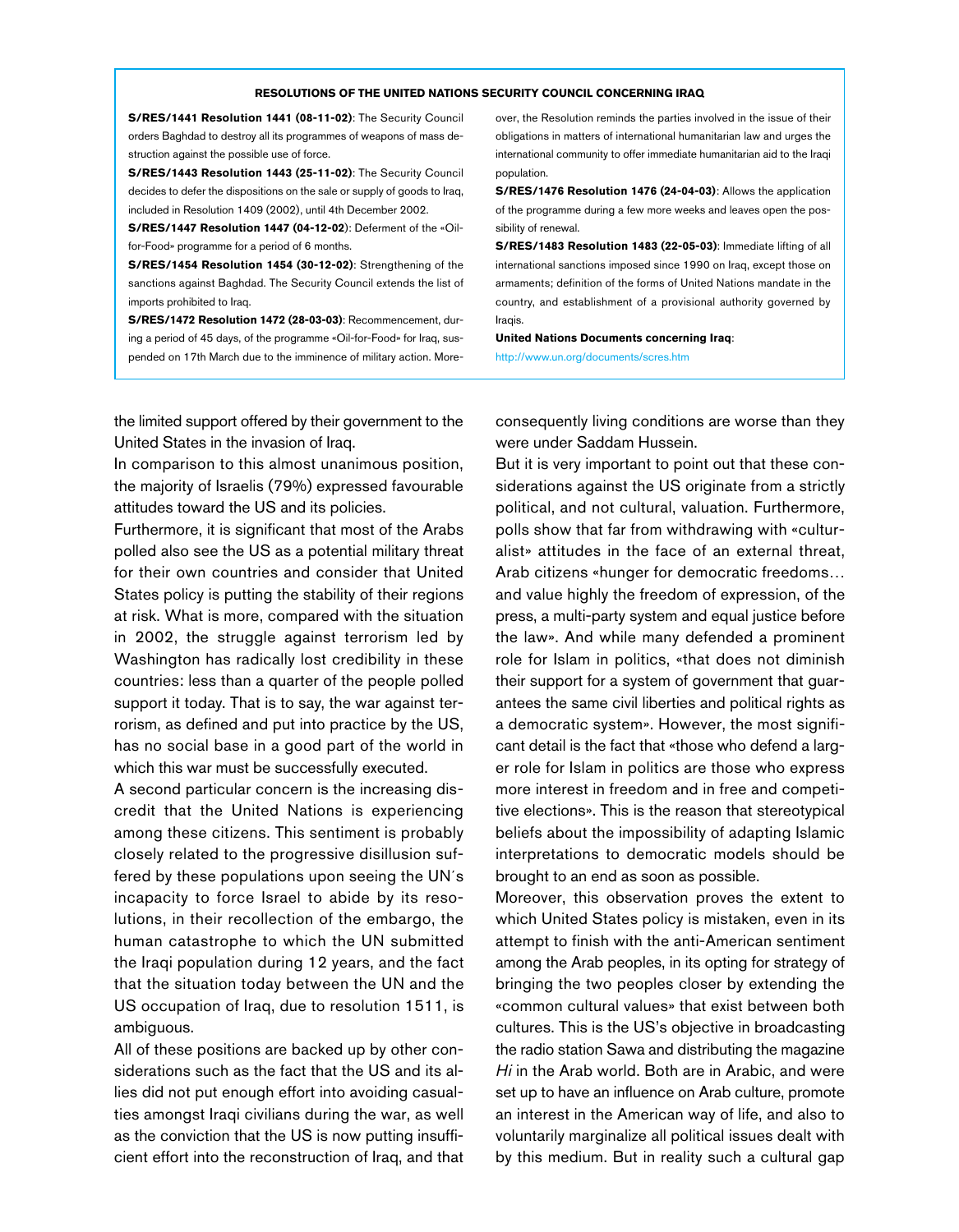## RESOLUTIONS OF THE UNITED NATIONS SECURITY COUNCIL CONCERNING IRAQ

**S/RES/1441 Resolution 1441 (08-11-02)**: The Security Council orders Baghdad to destroy all its programmes of weapons of mass destruction against the possible use of force.

**S/RES/1443 Resolution 1443 (25-11-02)**: The Security Council decides to defer the dispositions on the sale or supply of goods to Iraq, included in Resolution 1409 (2002), until 4th December 2002.

**S/RES/1447 Resolution 1447 (04-12-02)**: Deferment of the «Oil-for-Food» programme for a period of 6 months.

**S/RES/1454 Resolution 1454 (30-12-02)**: Strengthening of the sanctions against Baghdad. The Security Council extends the list of imports prohibited to Iraq.

**S/RES/1472 Resolution 1472 (28-03-03)**: Recommencement, during a period of 45 days, of the programme «Oil-for-Food» for Iraq, suspended on 17th March due to the imminence of military action. Moreover, the Resolution reminds the parties involved in the issue of their obligations in matters of international humanitarian law and urges the international community to offer immediate humanitarian aid to the Iraqi population.

**S/RES/1476 Resolution 1476 (24-04-03)**: Allows the application of the programme during a few more weeks and leaves open the possibility of renewal.

**S/RES/1483 Resolution 1483 (22-05-03)**: Immediate lifting of all international sanctions imposed since 1990 on Iraq, except those on armaments; definition of the forms of United Nations mandate in the country, and establishment of a provisional authority governed by Iraqis.

**United Nations Documents concerning Iraq**:
http://www.un.org/documents/scres.htm

the limited support offered by their government to the United States in the invasion of Iraq.

In comparison to this almost unanimous position, the majority of Israelis (79%) expressed favourable attitudes toward the US and its policies.

Furthermore, it is significant that most of the Arabs polled also see the US as a potential military threat for their own countries and consider that United States policy is putting the stability of their regions at risk. What is more, compared with the situation in 2002, the struggle against terrorism led by Washington has radically lost credibility in these countries: less than a quarter of the people polled support it today. That is to say, the war against terrorism, as defined and put into practice by the US, has no social base in a good part of the world in which this war must be successfully executed.

A second particular concern is the increasing discredit that the United Nations is experiencing among these citizens. This sentiment is probably closely related to the progressive disillusion suffered by these populations upon seeing the UN´s incapacity to force Israel to abide by its resolutions, in their recollection of the embargo, the human catastrophe to which the UN submitted the Iraqi population during 12 years, and the fact that the situation today between the UN and the US occupation of Iraq, due to resolution 1511, is ambiguous.

All of these positions are backed up by other considerations such as the fact that the US and its allies did not put enough effort into avoiding casualties amongst Iraqi civilians during the war, as well as the conviction that the US is now putting insufficient effort into the reconstruction of Iraq, and that consequently living conditions are worse than they were under Saddam Hussein.

But it is very important to point out that these considerations against the US originate from a strictly political, and not cultural, valuation. Furthermore, polls show that far from withdrawing with «culturalist» attitudes in the face of an external threat, Arab citizens «hunger for democratic freedoms… and value highly the freedom of expression, of the press, a multi-party system and equal justice before the law». And while many defended a prominent role for Islam in politics, «that does not diminish their support for a system of government that guarantees the same civil liberties and political rights as a democratic system». However, the most significant detail is the fact that «those who defend a larger role for Islam in politics are those who express more interest in freedom and in free and competitive elections». This is the reason that stereotypical beliefs about the impossibility of adapting Islamic interpretations to democratic models should be brought to an end as soon as possible.

Moreover, this observation proves the extent to which United States policy is mistaken, even in its attempt to finish with the anti-American sentiment among the Arab peoples, in its opting for strategy of bringing the two peoples closer by extending the «common cultural values» that exist between both cultures. This is the US's objective in broadcasting the radio station Sawa and distributing the magazine *Hi* in the Arab world. Both are in Arabic, and were set up to have an influence on Arab culture, promote an interest in the American way of life, and also to voluntarily marginalize all political issues dealt with by this medium. But in reality such a cultural gap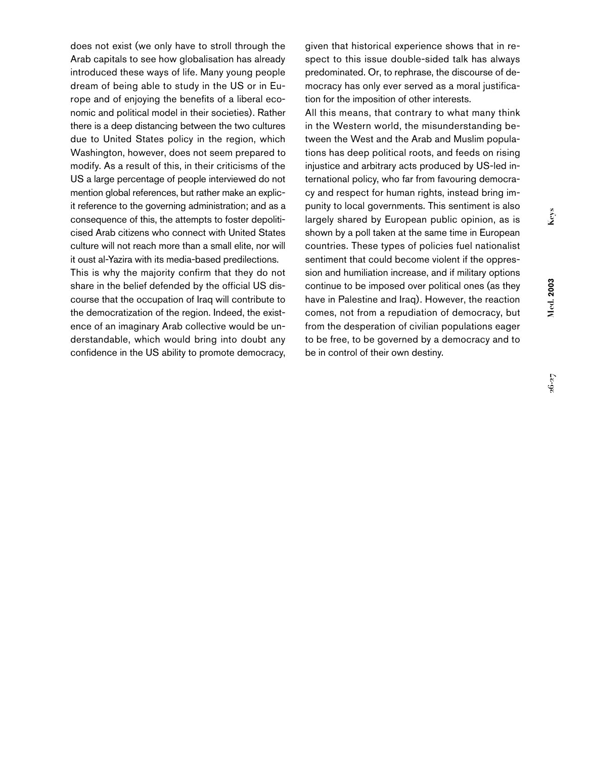does not exist (we only have to stroll through the Arab capitals to see how globalisation has already introduced these ways of life. Many young people dream of being able to study in the US or in Europe and of enjoying the benefits of a liberal economic and political model in their societies). Rather there is a deep distancing between the two cultures due to United States policy in the region, which Washington, however, does not seem prepared to modify. As a result of this, in their criticisms of the US a large percentage of people interviewed do not mention global references, but rather make an explicit reference to the governing administration; and as a consequence of this, the attempts to foster depoliticised Arab citizens who connect with United States culture will not reach more than a small elite, nor will it oust al-Yazira with its media-based predilections.

This is why the majority confirm that they do not share in the belief defended by the official US discourse that the occupation of Iraq will contribute to the democratization of the region. Indeed, the existence of an imaginary Arab collective would be understandable, which would bring into doubt any confidence in the US ability to promote democracy, given that historical experience shows that in respect to this issue double-sided talk has always predominated. Or, to rephrase, the discourse of democracy has only ever served as a moral justification for the imposition of other interests.

All this means, that contrary to what many think in the Western world, the misunderstanding between the West and the Arab and Muslim populations has deep political roots, and feeds on rising injustice and arbitrary acts produced by US-led international policy, who far from favouring democracy and respect for human rights, instead bring impunity to local governments. This sentiment is also largely shared by European public opinion, as is shown by a poll taken at the same time in European countries. These types of policies fuel nationalist sentiment that could become violent if the oppression and humiliation increase, and if military options continue to be imposed over political ones (as they have in Palestine and Iraq). However, the reaction comes, not from a repudiation of democracy, but from the desperation of civilian populations eager to be free, to be governed by a democracy and to be in control of their own destiny.